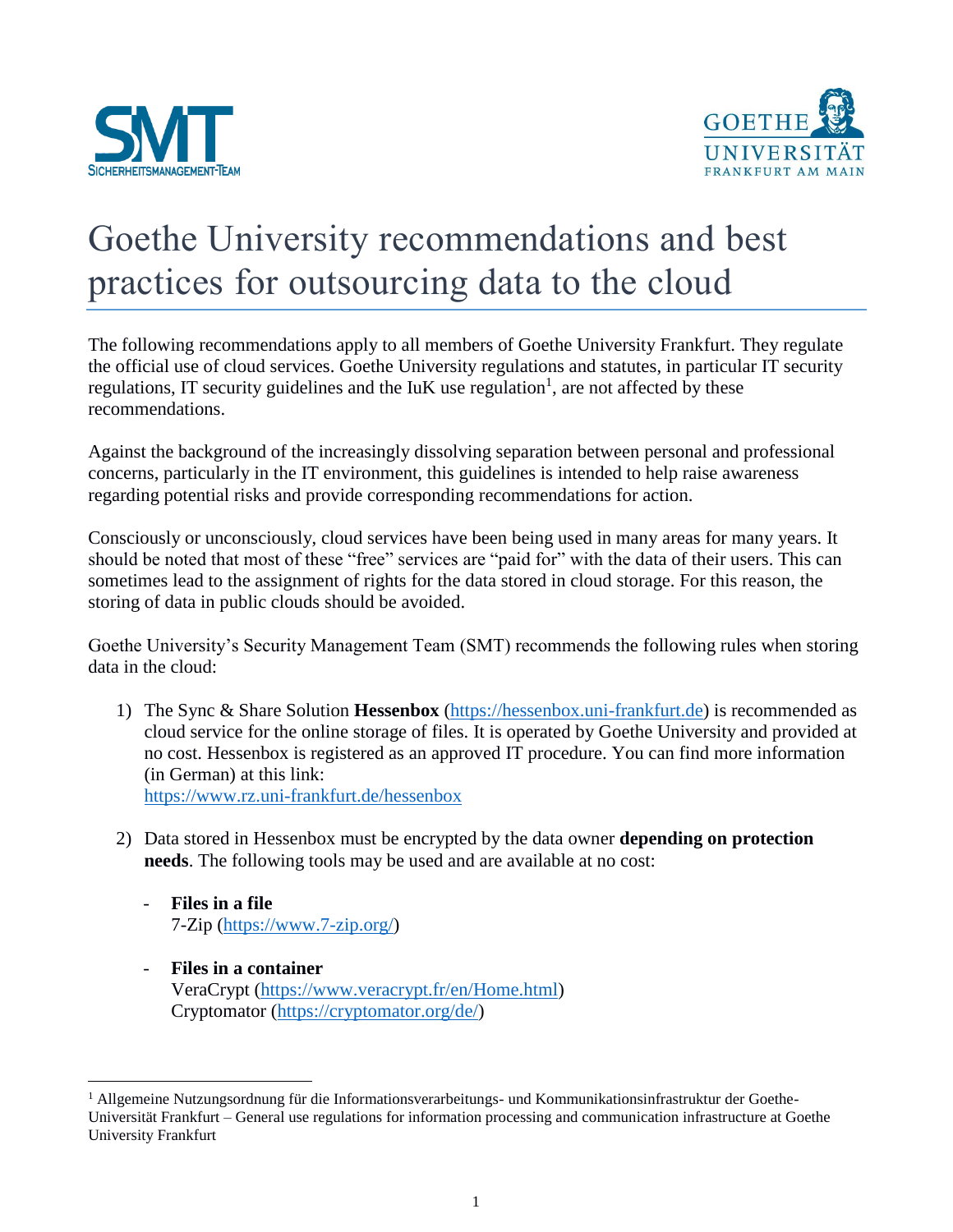# Goethe University recommendations and best practices for outsourcing data to the cloud

The following recommendations apply to all members of Goethe University Frankfurt. They regulate the official use of cloud services. Goethe University regulations and statutes, in particular IT security regulations, IT security guidelines and the IuK use regulation[1], are not affected by these recommendations.

Against the background of the increasingly dissolving separation between personal and professional concerns, particularly in the IT environment, this guidelines is intended to help raise awareness regarding potential risks and provide corresponding recommendations for action.

Consciously or unconsciously, cloud services have been being used in many areas for many years. It should be noted that most of these "free" services are "paid for" with the data of their users. This can sometimes lead to the assignment of rights for the data stored in cloud storage. For this reason, the storing of data in public clouds should be avoided.

Goethe University's Security Management Team (SMT) recommends the following rules when storing data in the cloud:

1) The Sync & Share Solution **Hessenbox** (https://hessenbox.uni-frankfurt.de) is recommended as cloud service for the online storage of files. It is operated by Goethe University and provided at no cost. Hessenbox is registered as an approved IT procedure. You can find more information (in German) at this link:
   https://www.rz.uni-frankfurt.de/hessenbox

2) Data stored in Hessenbox must be encrypted by the data owner **depending on protection needs**. The following tools may be used and are available at no cost:

   - **Files in a file**
     7-Zip (https://www.7-zip.org/)

   - **Files in a container**
     VeraCrypt (https://www.veracrypt.fr/en/Home.html)
     Cryptomator (https://cryptomator.org/de/)

---

[1] Allgemeine Nutzungsordnung für die Informationsverarbeitungs- und Kommunikationsinfrastruktur der Goethe-Universität Frankfurt – General use regulations for information processing and communication infrastructure at Goethe University Frankfurt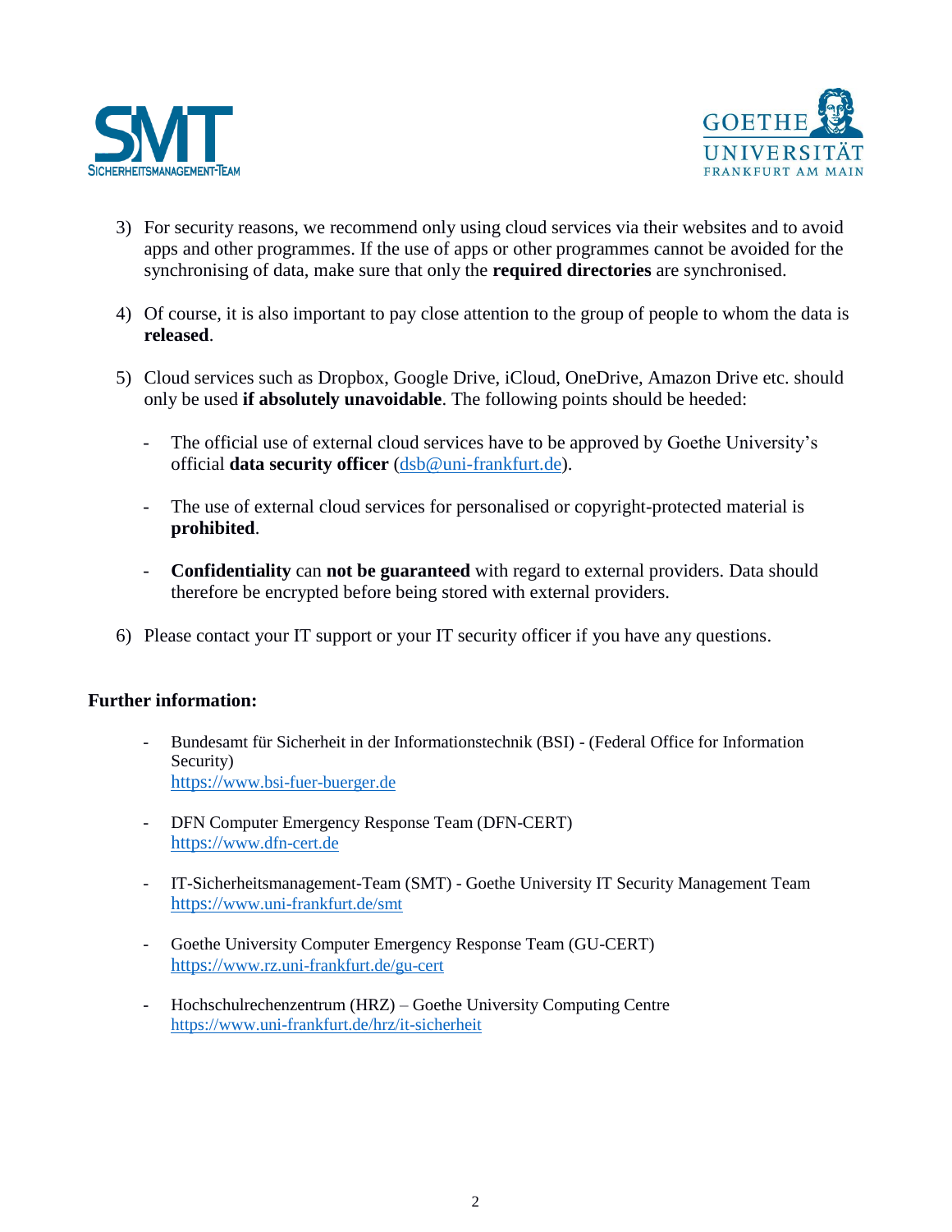3) For security reasons, we recommend only using cloud services via their websites and to avoid apps and other programmes. If the use of apps or other programmes cannot be avoided for the synchronising of data, make sure that only the **required directories** are synchronised.

4) Of course, it is also important to pay close attention to the group of people to whom the data is **released**.

5) Cloud services such as Dropbox, Google Drive, iCloud, OneDrive, Amazon Drive etc. should only be used **if absolutely unavoidable**. The following points should be heeded:

   - The official use of external cloud services have to be approved by Goethe University's official **data security officer** (dsb@uni-frankfurt.de).

   - The use of external cloud services for personalised or copyright-protected material is **prohibited**.

   - **Confidentiality** can **not be guaranteed** with regard to external providers. Data should therefore be encrypted before being stored with external providers.

6) Please contact your IT support or your IT security officer if you have any questions.

**Further information:**

- Bundesamt für Sicherheit in der Informationstechnik (BSI) - (Federal Office for Information Security)
  https://www.bsi-fuer-buerger.de

- DFN Computer Emergency Response Team (DFN-CERT)
  https://www.dfn-cert.de

- IT-Sicherheitsmanagement-Team (SMT) - Goethe University IT Security Management Team
  https://www.uni-frankfurt.de/smt

- Goethe University Computer Emergency Response Team (GU-CERT)
  https://www.rz.uni-frankfurt.de/gu-cert

- Hochschulrechenzentrum (HRZ) – Goethe University Computing Centre
  https://www.uni-frankfurt.de/hrz/it-sicherheit